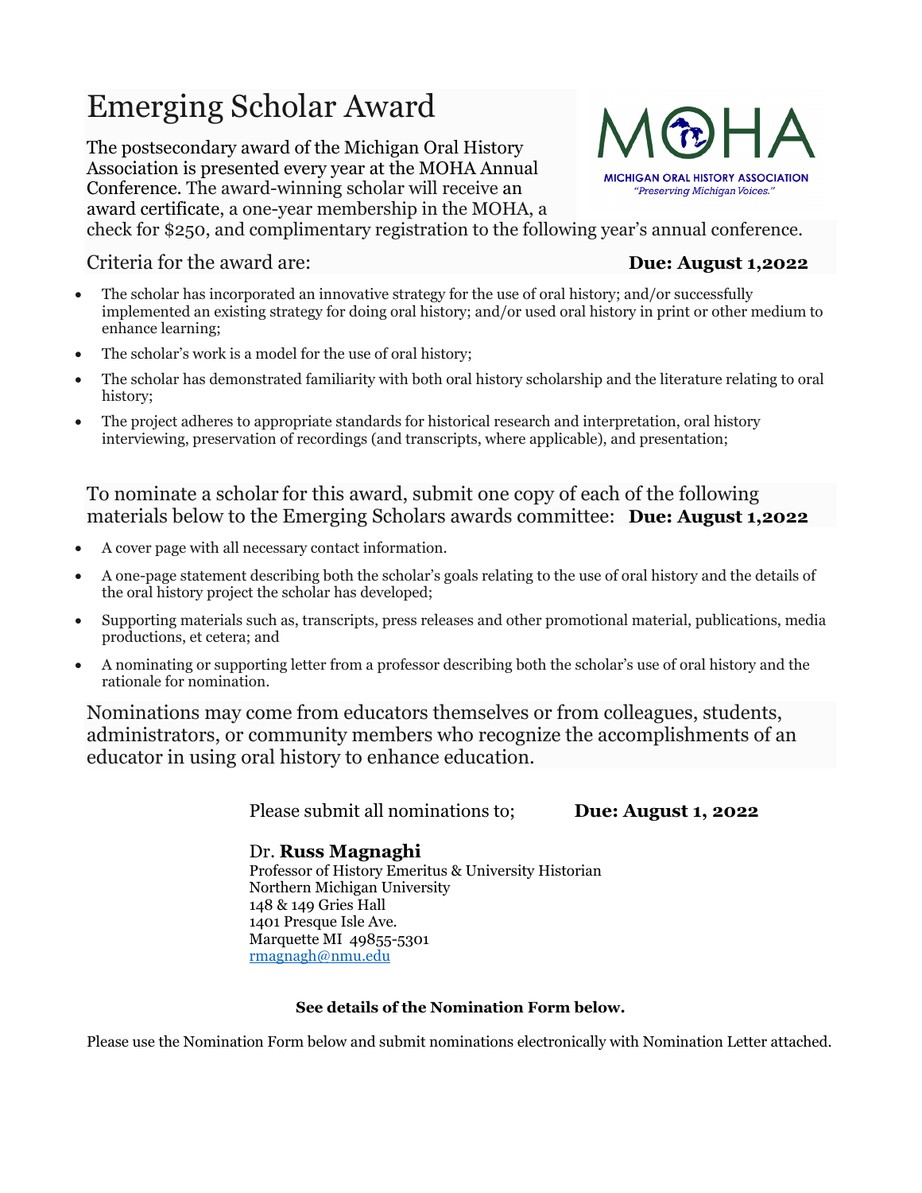# Emerging Scholar Award

MOHA
MICHIGAN ORAL HISTORY ASSOCIATION
*"Preserving Michigan Voices."*

The postsecondary award of the Michigan Oral History Association is presented every year at the MOHA Annual Conference. The award-winning scholar will receive an award certificate, a one-year membership in the MOHA, a check for $250, and complimentary registration to the following year's annual conference.

Criteria for the award are: **Due: August 1,2022**

- The scholar has incorporated an innovative strategy for the use of oral history; and/or successfully implemented an existing strategy for doing oral history; and/or used oral history in print or other medium to enhance learning;
- The scholar's work is a model for the use of oral history;
- The scholar has demonstrated familiarity with both oral history scholarship and the literature relating to oral history;
- The project adheres to appropriate standards for historical research and interpretation, oral history interviewing, preservation of recordings (and transcripts, where applicable), and presentation;

To nominate a scholar for this award, submit one copy of each of the following materials below to the Emerging Scholars awards committee: **Due: August 1,2022**

- A cover page with all necessary contact information.
- A one-page statement describing both the scholar's goals relating to the use of oral history and the details of the oral history project the scholar has developed;
- Supporting materials such as, transcripts, press releases and other promotional material, publications, media productions, et cetera; and
- A nominating or supporting letter from a professor describing both the scholar's use of oral history and the rationale for nomination.

Nominations may come from educators themselves or from colleagues, students, administrators, or community members who recognize the accomplishments of an educator in using oral history to enhance education.

Please submit all nominations to; **Due: August 1, 2022**

Dr. **Russ Magnaghi**
Professor of History Emeritus & University Historian
Northern Michigan University
148 & 149 Gries Hall
1401 Presque Isle Ave.
Marquette MI 49855-5301
rmagnagh@nmu.edu

**See details of the Nomination Form below.**

Please use the Nomination Form below and submit nominations electronically with Nomination Letter attached.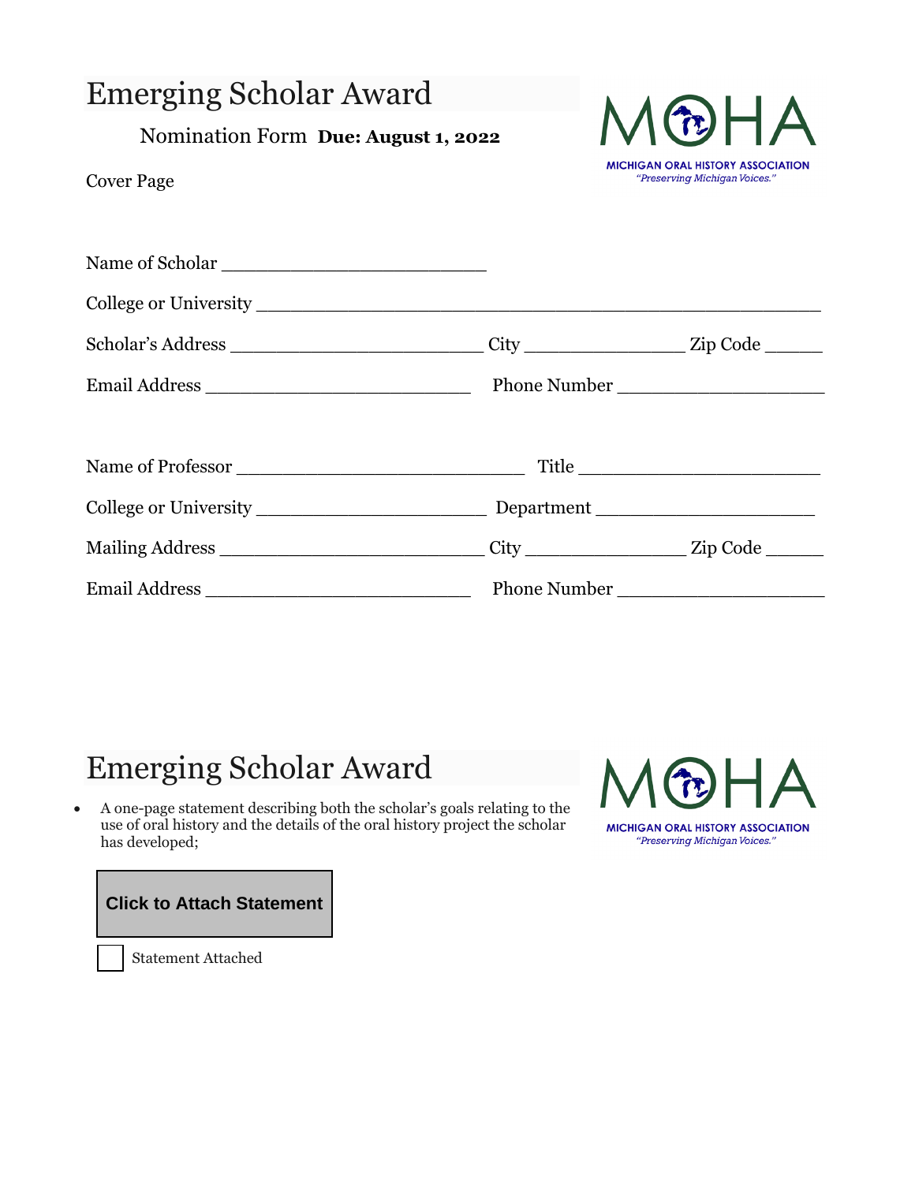# Emerging Scholar Award

Nomination Form **Due: August 1, 2022**

Cover Page

MOHA
MICHIGAN ORAL HISTORY ASSOCIATION
*"Preserving Michigan Voices."*

Name of Scholar ______________________

College or University ______________________________________________

Scholar's Address _____________________ City _____________ Zip Code _____

Email Address ______________________ Phone Number _________________

Name of Professor ________________________ Title ____________________

College or University ___________________ Department __________________

Mailing Address ______________________ City _____________ Zip Code _____

Email Address ______________________ Phone Number _________________

# Emerging Scholar Award

MOHA
MICHIGAN ORAL HISTORY ASSOCIATION
*"Preserving Michigan Voices."*

- A one-page statement describing both the scholar's goals relating to the use of oral history and the details of the oral history project the scholar has developed;

**Click to Attach Statement**

☐ Statement Attached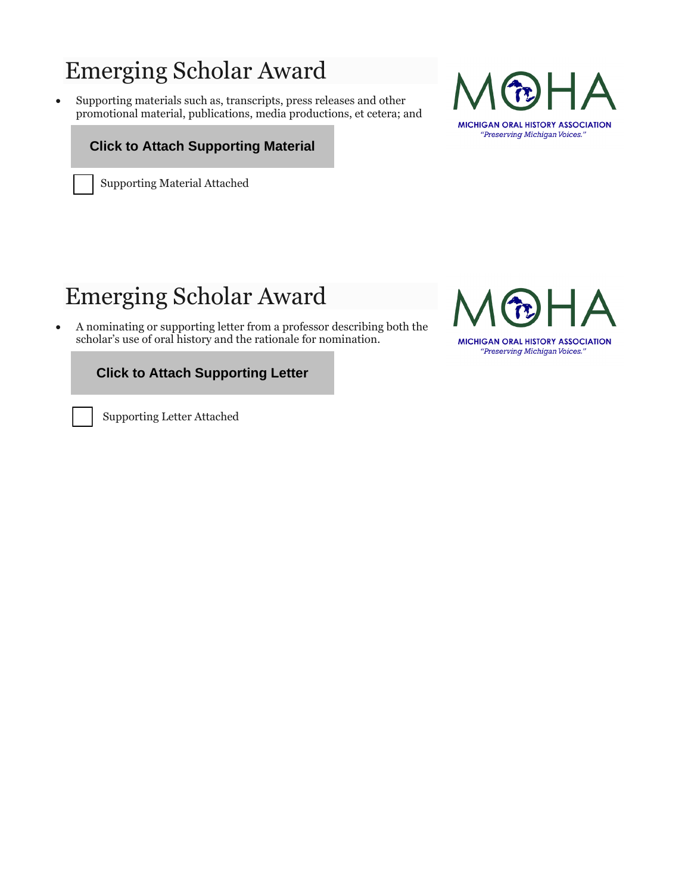# Emerging Scholar Award

MICHIGAN ORAL HISTORY ASSOCIATION
*"Preserving Michigan Voices."*

- Supporting materials such as, transcripts, press releases and other promotional material, publications, media productions, et cetera; and

**Click to Attach Supporting Material**

☐ Supporting Material Attached

# Emerging Scholar Award

MICHIGAN ORAL HISTORY ASSOCIATION
*"Preserving Michigan Voices."*

- A nominating or supporting letter from a professor describing both the scholar's use of oral history and the rationale for nomination.

**Click to Attach Supporting Letter**

☐ Supporting Letter Attached